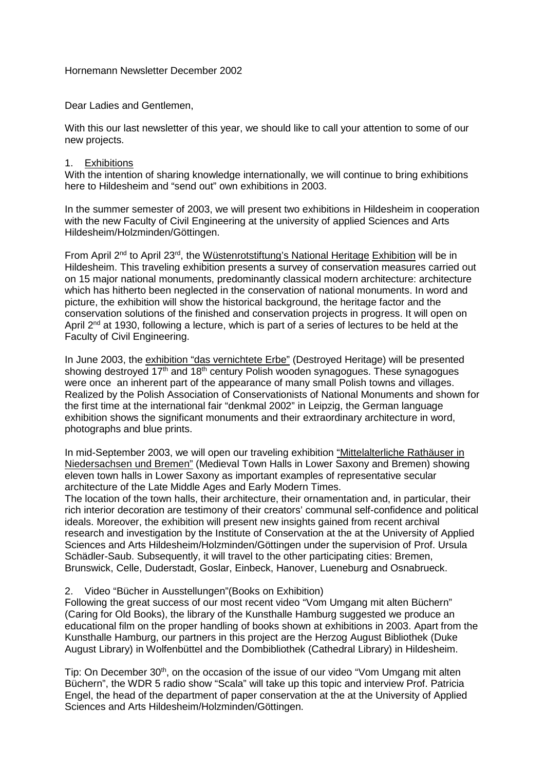Hornemann Newsletter December 2002

Dear Ladies and Gentlemen,

With this our last newsletter of this year, we should like to call your attention to some of our new projects.

1. Exhibitions

With the intention of sharing knowledge internationally, we will continue to bring exhibitions here to Hildesheim and "send out" own exhibitions in 2003.

In the summer semester of 2003, we will present two exhibitions in Hildesheim in cooperation with the new Faculty of Civil Engineering at the university of applied Sciences and Arts Hildesheim/Holzminden/Göttingen.

From April 2nd to April 23rd, the Wüstenrotstiftung's National Heritage Exhibition will be in Hildesheim. This traveling exhibition presents a survey of conservation measures carried out on 15 major national monuments, predominantly classical modern architecture: architecture which has hitherto been neglected in the conservation of national monuments. In word and picture, the exhibition will show the historical background, the heritage factor and the conservation solutions of the finished and conservation projects in progress. It will open on April 2nd at 1930, following a lecture, which is part of a series of lectures to be held at the Faculty of Civil Engineering.

In June 2003, the exhibition "das vernichtete Erbe" (Destroyed Heritage) will be presented showing destroyed 17th and 18th century Polish wooden synagogues. These synagogues were once an inherent part of the appearance of many small Polish towns and villages. Realized by the Polish Association of Conservationists of National Monuments and shown for the first time at the international fair "denkmal 2002" in Leipzig, the German language exhibition shows the significant monuments and their extraordinary architecture in word, photographs and blue prints.

In mid-September 2003, we will open our traveling exhibition "Mittelalterliche Rathäuser in Niedersachsen und Bremen" (Medieval Town Halls in Lower Saxony and Bremen) showing eleven town halls in Lower Saxony as important examples of representative secular architecture of the Late Middle Ages and Early Modern Times.
The location of the town halls, their architecture, their ornamentation and, in particular, their rich interior decoration are testimony of their creators' communal self-confidence and political ideals. Moreover, the exhibition will present new insights gained from recent archival research and investigation by the Institute of Conservation at the at the University of Applied Sciences and Arts Hildesheim/Holzminden/Göttingen under the supervision of Prof. Ursula Schädler-Saub. Subsequently, it will travel to the other participating cities: Bremen, Brunswick, Celle, Duderstadt, Goslar, Einbeck, Hanover, Lueneburg and Osnabrueck.

2. Video "Bücher in Ausstellungen"(Books on Exhibition)

Following the great success of our most recent video "Vom Umgang mit alten Büchern" (Caring for Old Books), the library of the Kunsthalle Hamburg suggested we produce an educational film on the proper handling of books shown at exhibitions in 2003. Apart from the Kunsthalle Hamburg, our partners in this project are the Herzog August Bibliothek (Duke August Library) in Wolfenbüttel and the Dombibliothek (Cathedral Library) in Hildesheim.

Tip: On December 30th, on the occasion of the issue of our video "Vom Umgang mit alten Büchern", the WDR 5 radio show "Scala" will take up this topic and interview Prof. Patricia Engel, the head of the department of paper conservation at the at the University of Applied Sciences and Arts Hildesheim/Holzminden/Göttingen.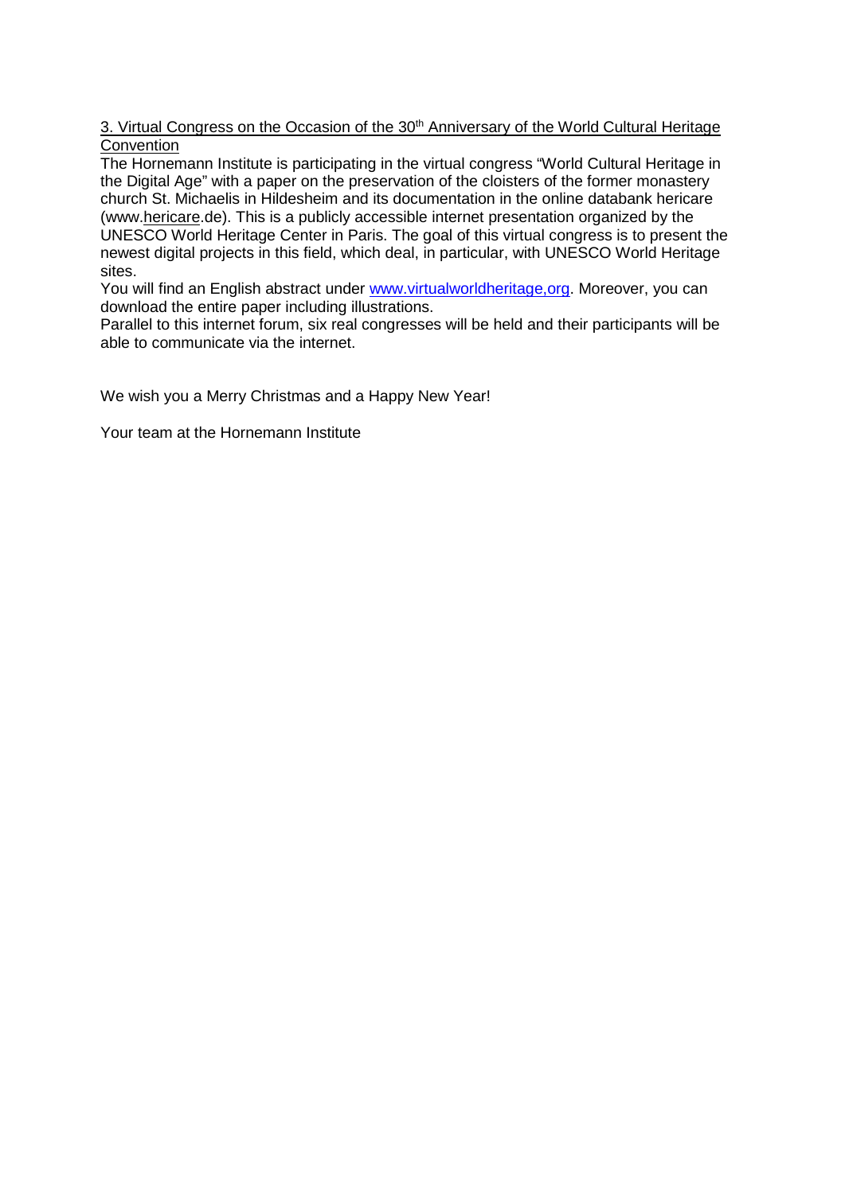3. Virtual Congress on the Occasion of the 30th Anniversary of the World Cultural Heritage Convention

The Hornemann Institute is participating in the virtual congress "World Cultural Heritage in the Digital Age" with a paper on the preservation of the cloisters of the former monastery church St. Michaelis in Hildesheim and its documentation in the online databank hericare (www.hericare.de). This is a publicly accessible internet presentation organized by the UNESCO World Heritage Center in Paris. The goal of this virtual congress is to present the newest digital projects in this field, which deal, in particular, with UNESCO World Heritage sites.

You will find an English abstract under www.virtualworldheritage,org. Moreover, you can download the entire paper including illustrations.

Parallel to this internet forum, six real congresses will be held and their participants will be able to communicate via the internet.

We wish you a Merry Christmas and a Happy New Year!

Your team at the Hornemann Institute